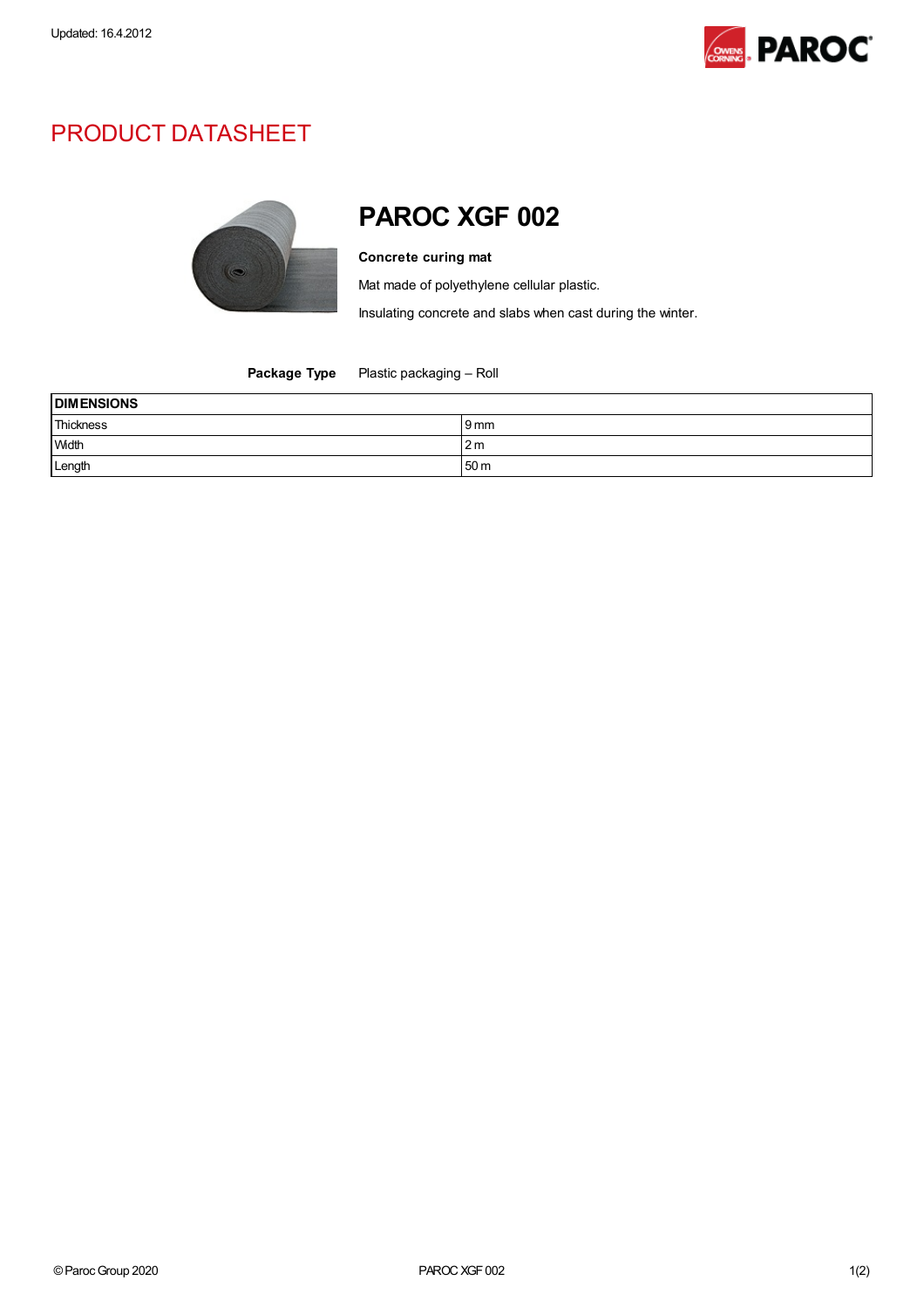Updated: 16.4.2012

# PRODUCT DATASHEET

## PAROC XGF 002

**Concrete curing mat**

Mat made of polyethylene cellular plastic.

Insulating concrete and slabs when cast during the winter.

**Package Type** Plastic packaging – Roll

| DIMENSIONS | |
|---|---|
| Thickness | 9 mm |
| Width | 2 m |
| Length | 50 m |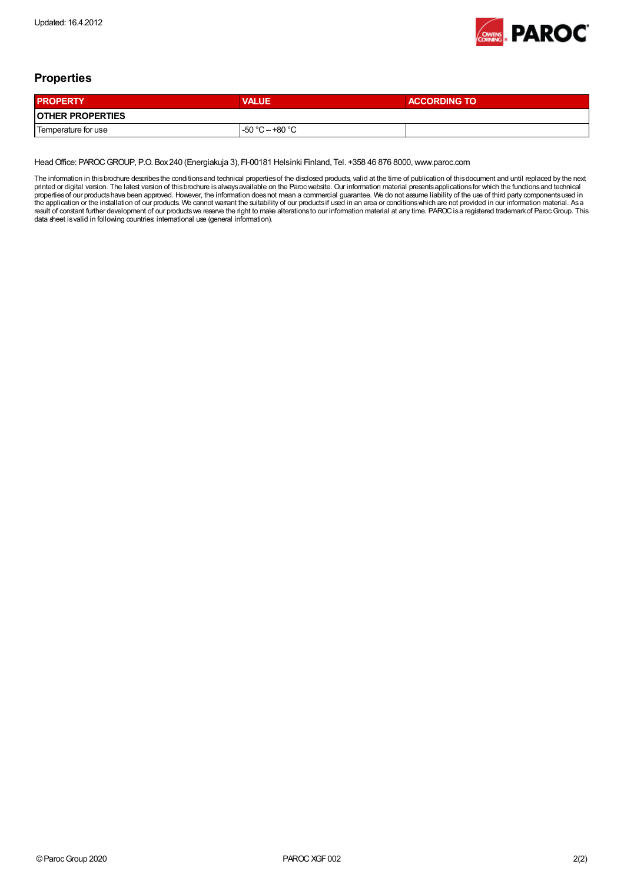Updated: 16.4.2012

## Properties

| PROPERTY | VALUE | ACCORDING TO |
|---|---|---|
| **OTHER PROPERTIES** | | |
| Temperature for use | -50 °C – +80 °C | |

Head Office: PAROC GROUP, P.O. Box 240 (Energiakuja 3), FI-00181 Helsinki Finland, Tel. +358 46 876 8000, www.paroc.com

The information in this brochure describes the conditions and technical properties of the disclosed products, valid at the time of publication of this document and until replaced by the next printed or digital version. The latest version of this brochure is always available on the Paroc website. Our information material presents applications for which the functions and technical properties of our products have been approved. However, the information does not mean a commercial guarantee. We do not assume liability of the use of third party components used in the application or the installation of our products. We cannot warrant the suitability of our products if used in an area or conditions which are not provided in our information material. As a result of constant further development of our products we reserve the right to make alterations to our information material at any time. PAROC is a registered trademark of Paroc Group. This data sheet is valid in following countries: international use (general information).

© Paroc Group 2020

PAROC XGF 002